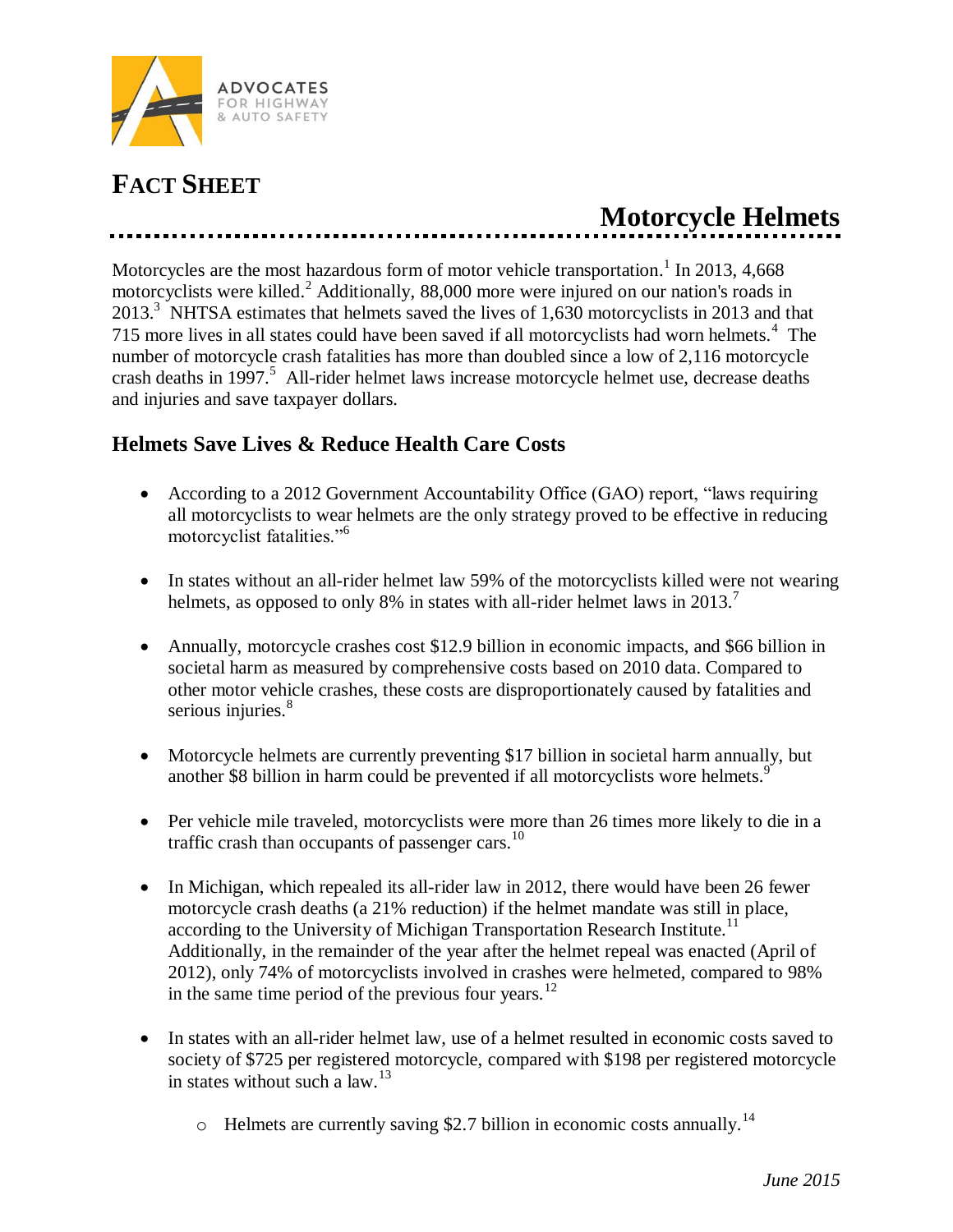ADVOCATES FOR HIGHWAY & AUTO SAFETY

# FACT SHEET

## Motorcycle Helmets

Motorcycles are the most hazardous form of motor vehicle transportation.[1] In 2013, 4,668 motorcyclists were killed.[2] Additionally, 88,000 more were injured on our nation's roads in 2013.[3] NHTSA estimates that helmets saved the lives of 1,630 motorcyclists in 2013 and that 715 more lives in all states could have been saved if all motorcyclists had worn helmets.[4] The number of motorcycle crash fatalities has more than doubled since a low of 2,116 motorcycle crash deaths in 1997.[5] All-rider helmet laws increase motorcycle helmet use, decrease deaths and injuries and save taxpayer dollars.

### Helmets Save Lives & Reduce Health Care Costs

- According to a 2012 Government Accountability Office (GAO) report, "laws requiring all motorcyclists to wear helmets are the only strategy proved to be effective in reducing motorcyclist fatalities."[6]
- In states without an all-rider helmet law 59% of the motorcyclists killed were not wearing helmets, as opposed to only 8% in states with all-rider helmet laws in 2013.[7]
- Annually, motorcycle crashes cost $12.9 billion in economic impacts, and $66 billion in societal harm as measured by comprehensive costs based on 2010 data. Compared to other motor vehicle crashes, these costs are disproportionately caused by fatalities and serious injuries.[8]
- Motorcycle helmets are currently preventing $17 billion in societal harm annually, but another $8 billion in harm could be prevented if all motorcyclists wore helmets.[9]
- Per vehicle mile traveled, motorcyclists were more than 26 times more likely to die in a traffic crash than occupants of passenger cars.[10]
- In Michigan, which repealed its all-rider law in 2012, there would have been 26 fewer motorcycle crash deaths (a 21% reduction) if the helmet mandate was still in place, according to the University of Michigan Transportation Research Institute.[11] Additionally, in the remainder of the year after the helmet repeal was enacted (April of 2012), only 74% of motorcyclists involved in crashes were helmeted, compared to 98% in the same time period of the previous four years.[12]
- In states with an all-rider helmet law, use of a helmet resulted in economic costs saved to society of $725 per registered motorcycle, compared with $198 per registered motorcycle in states without such a law.[13]
  - Helmets are currently saving $2.7 billion in economic costs annually.[14]

*June 2015*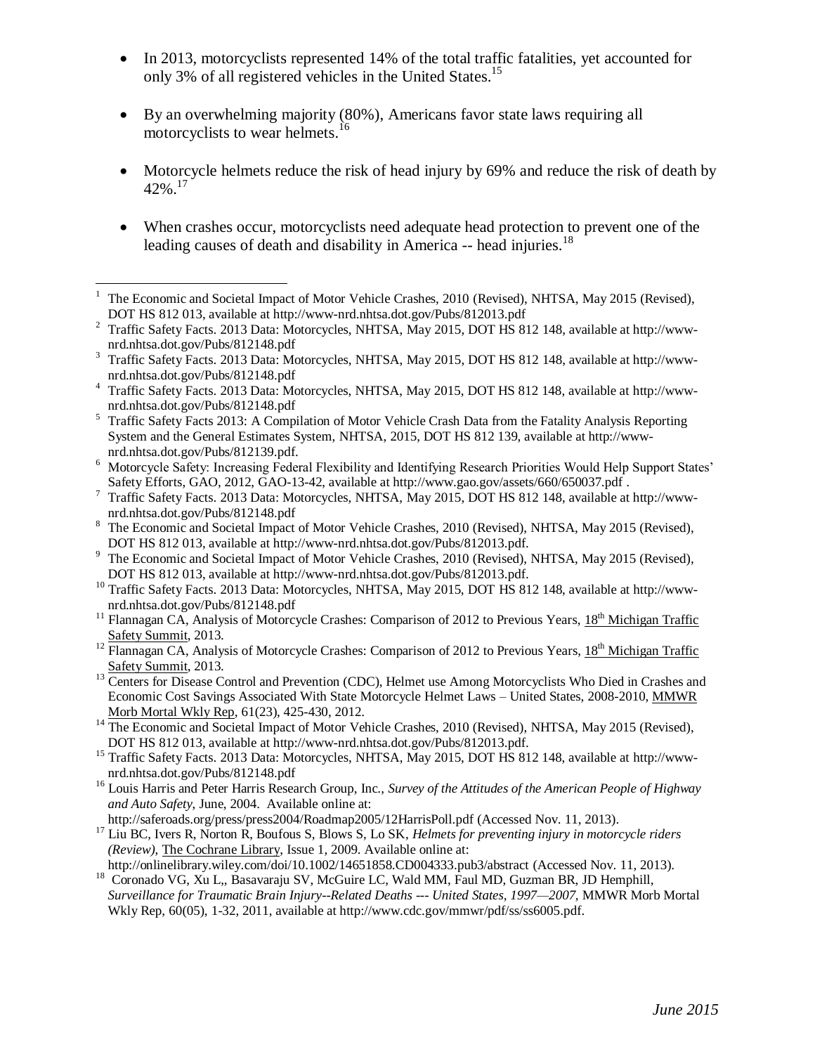- In 2013, motorcyclists represented 14% of the total traffic fatalities, yet accounted for only 3% of all registered vehicles in the United States.[15]

- By an overwhelming majority (80%), Americans favor state laws requiring all motorcyclists to wear helmets.[16]

- Motorcycle helmets reduce the risk of head injury by 69% and reduce the risk of death by 42%.[17]

- When crashes occur, motorcyclists need adequate head protection to prevent one of the leading causes of death and disability in America -- head injuries.[18]

---

[1] The Economic and Societal Impact of Motor Vehicle Crashes, 2010 (Revised), NHTSA, May 2015 (Revised), DOT HS 812 013, available at http://www-nrd.nhtsa.dot.gov/Pubs/812013.pdf

[2] Traffic Safety Facts. 2013 Data: Motorcycles, NHTSA, May 2015, DOT HS 812 148, available at http://www-nrd.nhtsa.dot.gov/Pubs/812148.pdf

[3] Traffic Safety Facts. 2013 Data: Motorcycles, NHTSA, May 2015, DOT HS 812 148, available at http://www-nrd.nhtsa.dot.gov/Pubs/812148.pdf

[4] Traffic Safety Facts. 2013 Data: Motorcycles, NHTSA, May 2015, DOT HS 812 148, available at http://www-nrd.nhtsa.dot.gov/Pubs/812148.pdf

[5] Traffic Safety Facts 2013: A Compilation of Motor Vehicle Crash Data from the Fatality Analysis Reporting System and the General Estimates System, NHTSA, 2015, DOT HS 812 139, available at http://www-nrd.nhtsa.dot.gov/Pubs/812139.pdf.

[6] Motorcycle Safety: Increasing Federal Flexibility and Identifying Research Priorities Would Help Support States' Safety Efforts, GAO, 2012, GAO-13-42, available at http://www.gao.gov/assets/660/650037.pdf .

[7] Traffic Safety Facts. 2013 Data: Motorcycles, NHTSA, May 2015, DOT HS 812 148, available at http://www-nrd.nhtsa.dot.gov/Pubs/812148.pdf

[8] The Economic and Societal Impact of Motor Vehicle Crashes, 2010 (Revised), NHTSA, May 2015 (Revised), DOT HS 812 013, available at http://www-nrd.nhtsa.dot.gov/Pubs/812013.pdf.

[9] The Economic and Societal Impact of Motor Vehicle Crashes, 2010 (Revised), NHTSA, May 2015 (Revised), DOT HS 812 013, available at http://www-nrd.nhtsa.dot.gov/Pubs/812013.pdf.

[10] Traffic Safety Facts. 2013 Data: Motorcycles, NHTSA, May 2015, DOT HS 812 148, available at http://www-nrd.nhtsa.dot.gov/Pubs/812148.pdf

[11] Flannagan CA, Analysis of Motorcycle Crashes: Comparison of 2012 to Previous Years, 18th Michigan Traffic Safety Summit, 2013.

[12] Flannagan CA, Analysis of Motorcycle Crashes: Comparison of 2012 to Previous Years, 18th Michigan Traffic Safety Summit, 2013.

[13] Centers for Disease Control and Prevention (CDC), Helmet use Among Motorcyclists Who Died in Crashes and Economic Cost Savings Associated With State Motorcycle Helmet Laws – United States, 2008-2010, MMWR Morb Mortal Wkly Rep, 61(23), 425-430, 2012.

[14] The Economic and Societal Impact of Motor Vehicle Crashes, 2010 (Revised), NHTSA, May 2015 (Revised), DOT HS 812 013, available at http://www-nrd.nhtsa.dot.gov/Pubs/812013.pdf.

[15] Traffic Safety Facts. 2013 Data: Motorcycles, NHTSA, May 2015, DOT HS 812 148, available at http://www-nrd.nhtsa.dot.gov/Pubs/812148.pdf

[16] Louis Harris and Peter Harris Research Group, Inc., *Survey of the Attitudes of the American People of Highway and Auto Safety*, June, 2004. Available online at: http://saferoads.org/press/press2004/Roadmap2005/12HarrisPoll.pdf (Accessed Nov. 11, 2013).

[17] Liu BC, Ivers R, Norton R, Boufous S, Blows S, Lo SK, *Helmets for preventing injury in motorcycle riders (Review)*, The Cochrane Library, Issue 1, 2009. Available online at: http://onlinelibrary.wiley.com/doi/10.1002/14651858.CD004333.pub3/abstract (Accessed Nov. 11, 2013).

[18] Coronado VG, Xu L,, Basavaraju SV, McGuire LC, Wald MM, Faul MD, Guzman BR, JD Hemphill, *Surveillance for Traumatic Brain Injury--Related Deaths --- United States, 1997—2007*, MMWR Morb Mortal Wkly Rep, 60(05), 1-32, 2011, available at http://www.cdc.gov/mmwr/pdf/ss/ss6005.pdf.

*June 2015*